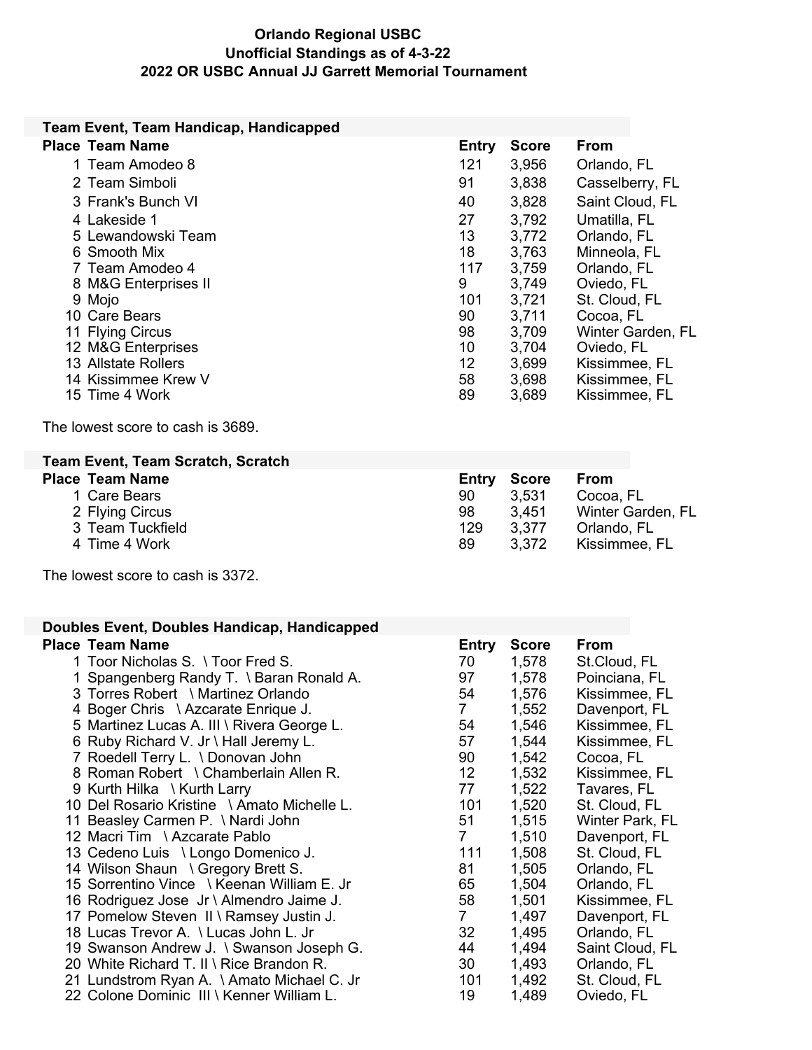# Orlando Regional USBC
## Unofficial Standings as of 4-3-22
## 2022 OR USBC Annual JJ Garrett Memorial Tournament

### Team Event, Team Handicap, Handicapped

| Place | Team Name | Entry | Score | From |
|---|---|---|---|---|
| 1 | Team Amodeo 8 | 121 | 3,956 | Orlando, FL |
| 2 | Team Simboli | 91 | 3,838 | Casselberry, FL |
| 3 | Frank's Bunch VI | 40 | 3,828 | Saint Cloud, FL |
| 4 | Lakeside 1 | 27 | 3,792 | Umatilla, FL |
| 5 | Lewandowski Team | 13 | 3,772 | Orlando, FL |
| 6 | Smooth Mix | 18 | 3,763 | Minneola, FL |
| 7 | Team Amodeo 4 | 117 | 3,759 | Orlando, FL |
| 8 | M&G Enterprises II | 9 | 3,749 | Oviedo, FL |
| 9 | Mojo | 101 | 3,721 | St. Cloud, FL |
| 10 | Care Bears | 90 | 3,711 | Cocoa, FL |
| 11 | Flying Circus | 98 | 3,709 | Winter Garden, FL |
| 12 | M&G Enterprises | 10 | 3,704 | Oviedo, FL |
| 13 | Allstate Rollers | 12 | 3,699 | Kissimmee, FL |
| 14 | Kissimmee Krew V | 58 | 3,698 | Kissimmee, FL |
| 15 | Time 4 Work | 89 | 3,689 | Kissimmee, FL |

The lowest score to cash is 3689.

### Team Event, Team Scratch, Scratch

| Place | Team Name | Entry | Score | From |
|---|---|---|---|---|
| 1 | Care Bears | 90 | 3,531 | Cocoa, FL |
| 2 | Flying Circus | 98 | 3,451 | Winter Garden, FL |
| 3 | Team Tuckfield | 129 | 3,377 | Orlando, FL |
| 4 | Time 4 Work | 89 | 3,372 | Kissimmee, FL |

The lowest score to cash is 3372.

### Doubles Event, Doubles Handicap, Handicapped

| Place | Team Name | Entry | Score | From |
|---|---|---|---|---|
| 1 | Toor Nicholas S. \ Toor Fred S. | 70 | 1,578 | St.Cloud, FL |
| 1 | Spangenberg Randy T. \ Baran Ronald A. | 97 | 1,578 | Poinciana, FL |
| 3 | Torres Robert \ Martinez Orlando | 54 | 1,576 | Kissimmee, FL |
| 4 | Boger Chris \ Azcarate Enrique J. | 7 | 1,552 | Davenport, FL |
| 5 | Martinez Lucas A. III \ Rivera George L. | 54 | 1,546 | Kissimmee, FL |
| 6 | Ruby Richard V. Jr \ Hall Jeremy L. | 57 | 1,544 | Kissimmee, FL |
| 7 | Roedell Terry L. \ Donovan John | 90 | 1,542 | Cocoa, FL |
| 8 | Roman Robert \ Chamberlain Allen R. | 12 | 1,532 | Kissimmee, FL |
| 9 | Kurth Hilka \ Kurth Larry | 77 | 1,522 | Tavares, FL |
| 10 | Del Rosario Kristine \ Amato Michelle L. | 101 | 1,520 | St. Cloud, FL |
| 11 | Beasley Carmen P. \ Nardi John | 51 | 1,515 | Winter Park, FL |
| 12 | Macri Tim \ Azcarate Pablo | 7 | 1,510 | Davenport, FL |
| 13 | Cedeno Luis \ Longo Domenico J. | 111 | 1,508 | St. Cloud, FL |
| 14 | Wilson Shaun \ Gregory Brett S. | 81 | 1,505 | Orlando, FL |
| 15 | Sorrentino Vince \ Keenan William E. Jr | 65 | 1,504 | Orlando, FL |
| 16 | Rodriguez Jose Jr \ Almendro Jaime J. | 58 | 1,501 | Kissimmee, FL |
| 17 | Pomelow Steven II \ Ramsey Justin J. | 7 | 1,497 | Davenport, FL |
| 18 | Lucas Trevor A. \ Lucas John L. Jr | 32 | 1,495 | Orlando, FL |
| 19 | Swanson Andrew J. \ Swanson Joseph G. | 44 | 1,494 | Saint Cloud, FL |
| 20 | White Richard T. II \ Rice Brandon R. | 30 | 1,493 | Orlando, FL |
| 21 | Lundstrom Ryan A. \ Amato Michael C. Jr | 101 | 1,492 | St. Cloud, FL |
| 22 | Colone Dominic III \ Kenner William L. | 19 | 1,489 | Oviedo, FL |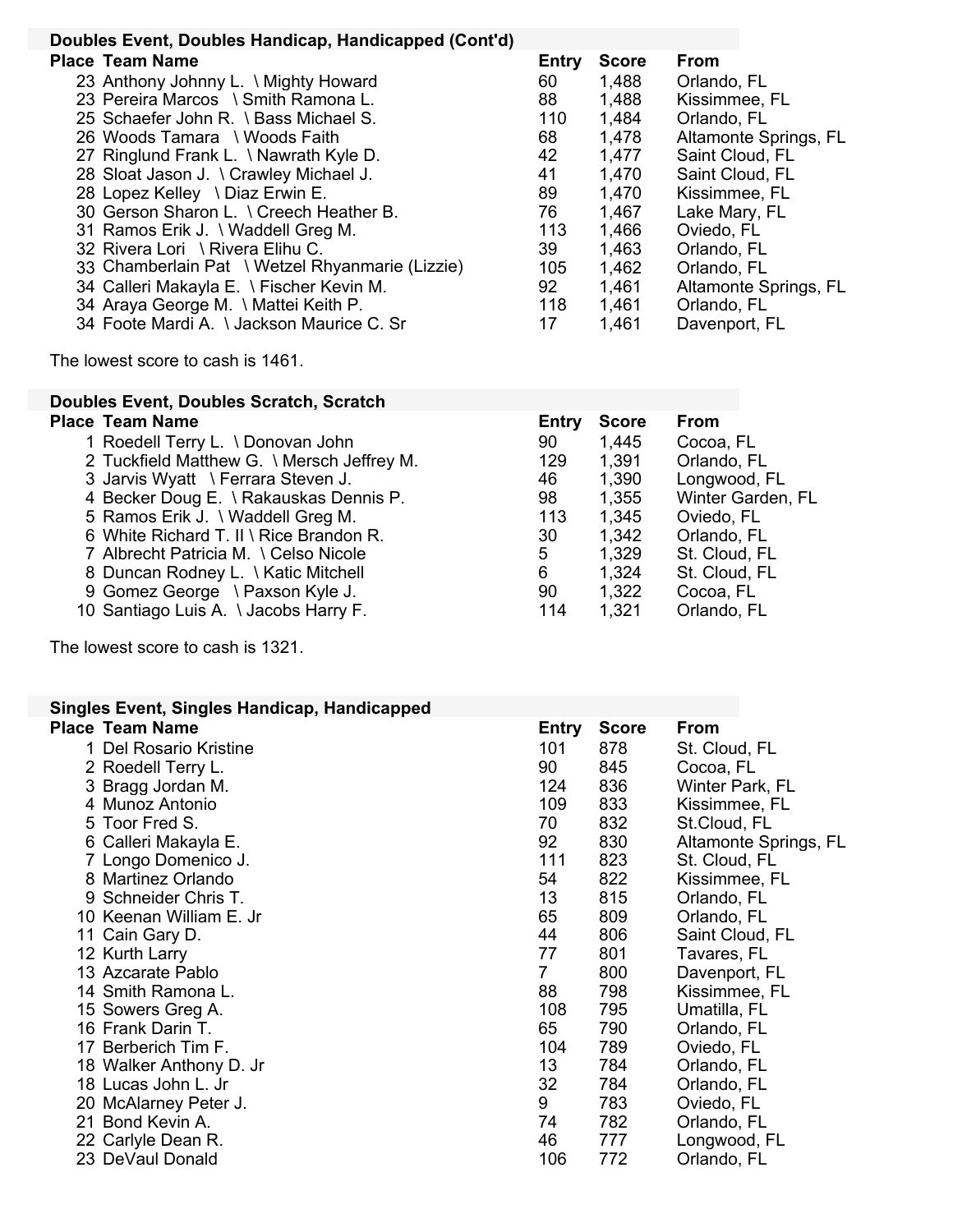**Doubles Event, Doubles Handicap, Handicapped (Cont'd)**

| Place | Team Name | Entry | Score | From |
|---|---|---|---|---|
| 23 | Anthony Johnny L. \ Mighty Howard | 60 | 1,488 | Orlando, FL |
| 23 | Pereira Marcos \ Smith Ramona L. | 88 | 1,488 | Kissimmee, FL |
| 25 | Schaefer John R. \ Bass Michael S. | 110 | 1,484 | Orlando, FL |
| 26 | Woods Tamara \ Woods Faith | 68 | 1,478 | Altamonte Springs, FL |
| 27 | Ringlund Frank L. \ Nawrath Kyle D. | 42 | 1,477 | Saint Cloud, FL |
| 28 | Sloat Jason J. \ Crawley Michael J. | 41 | 1,470 | Saint Cloud, FL |
| 28 | Lopez Kelley \ Diaz Erwin E. | 89 | 1,470 | Kissimmee, FL |
| 30 | Gerson Sharon L. \ Creech Heather B. | 76 | 1,467 | Lake Mary, FL |
| 31 | Ramos Erik J. \ Waddell Greg M. | 113 | 1,466 | Oviedo, FL |
| 32 | Rivera Lori \ Rivera Elihu C. | 39 | 1,463 | Orlando, FL |
| 33 | Chamberlain Pat \ Wetzel Rhyanmarie (Lizzie) | 105 | 1,462 | Orlando, FL |
| 34 | Calleri Makayla E. \ Fischer Kevin M. | 92 | 1,461 | Altamonte Springs, FL |
| 34 | Araya George M. \ Mattei Keith P. | 118 | 1,461 | Orlando, FL |
| 34 | Foote Mardi A. \ Jackson Maurice C. Sr | 17 | 1,461 | Davenport, FL |

The lowest score to cash is 1461.

**Doubles Event, Doubles Scratch, Scratch**

| Place | Team Name | Entry | Score | From |
|---|---|---|---|---|
| 1 | Roedell Terry L. \ Donovan John | 90 | 1,445 | Cocoa, FL |
| 2 | Tuckfield Matthew G. \ Mersch Jeffrey M. | 129 | 1,391 | Orlando, FL |
| 3 | Jarvis Wyatt \ Ferrara Steven J. | 46 | 1,390 | Longwood, FL |
| 4 | Becker Doug E. \ Rakauskas Dennis P. | 98 | 1,355 | Winter Garden, FL |
| 5 | Ramos Erik J. \ Waddell Greg M. | 113 | 1,345 | Oviedo, FL |
| 6 | White Richard T. II \ Rice Brandon R. | 30 | 1,342 | Orlando, FL |
| 7 | Albrecht Patricia M. \ Celso Nicole | 5 | 1,329 | St. Cloud, FL |
| 8 | Duncan Rodney L. \ Katic Mitchell | 6 | 1,324 | St. Cloud, FL |
| 9 | Gomez George \ Paxson Kyle J. | 90 | 1,322 | Cocoa, FL |
| 10 | Santiago Luis A. \ Jacobs Harry F. | 114 | 1,321 | Orlando, FL |

The lowest score to cash is 1321.

**Singles Event, Singles Handicap, Handicapped**

| Place | Team Name | Entry | Score | From |
|---|---|---|---|---|
| 1 | Del Rosario Kristine | 101 | 878 | St. Cloud, FL |
| 2 | Roedell Terry L. | 90 | 845 | Cocoa, FL |
| 3 | Bragg Jordan M. | 124 | 836 | Winter Park, FL |
| 4 | Munoz Antonio | 109 | 833 | Kissimmee, FL |
| 5 | Toor Fred S. | 70 | 832 | St.Cloud, FL |
| 6 | Calleri Makayla E. | 92 | 830 | Altamonte Springs, FL |
| 7 | Longo Domenico J. | 111 | 823 | St. Cloud, FL |
| 8 | Martinez Orlando | 54 | 822 | Kissimmee, FL |
| 9 | Schneider Chris T. | 13 | 815 | Orlando, FL |
| 10 | Keenan William E. Jr | 65 | 809 | Orlando, FL |
| 11 | Cain Gary D. | 44 | 806 | Saint Cloud, FL |
| 12 | Kurth Larry | 77 | 801 | Tavares, FL |
| 13 | Azcarate Pablo | 7 | 800 | Davenport, FL |
| 14 | Smith Ramona L. | 88 | 798 | Kissimmee, FL |
| 15 | Sowers Greg A. | 108 | 795 | Umatilla, FL |
| 16 | Frank Darin T. | 65 | 790 | Orlando, FL |
| 17 | Berberich Tim F. | 104 | 789 | Oviedo, FL |
| 18 | Walker Anthony D. Jr | 13 | 784 | Orlando, FL |
| 18 | Lucas John L. Jr | 32 | 784 | Orlando, FL |
| 20 | McAlarney Peter J. | 9 | 783 | Oviedo, FL |
| 21 | Bond Kevin A. | 74 | 782 | Orlando, FL |
| 22 | Carlyle Dean R. | 46 | 777 | Longwood, FL |
| 23 | DeVaul Donald | 106 | 772 | Orlando, FL |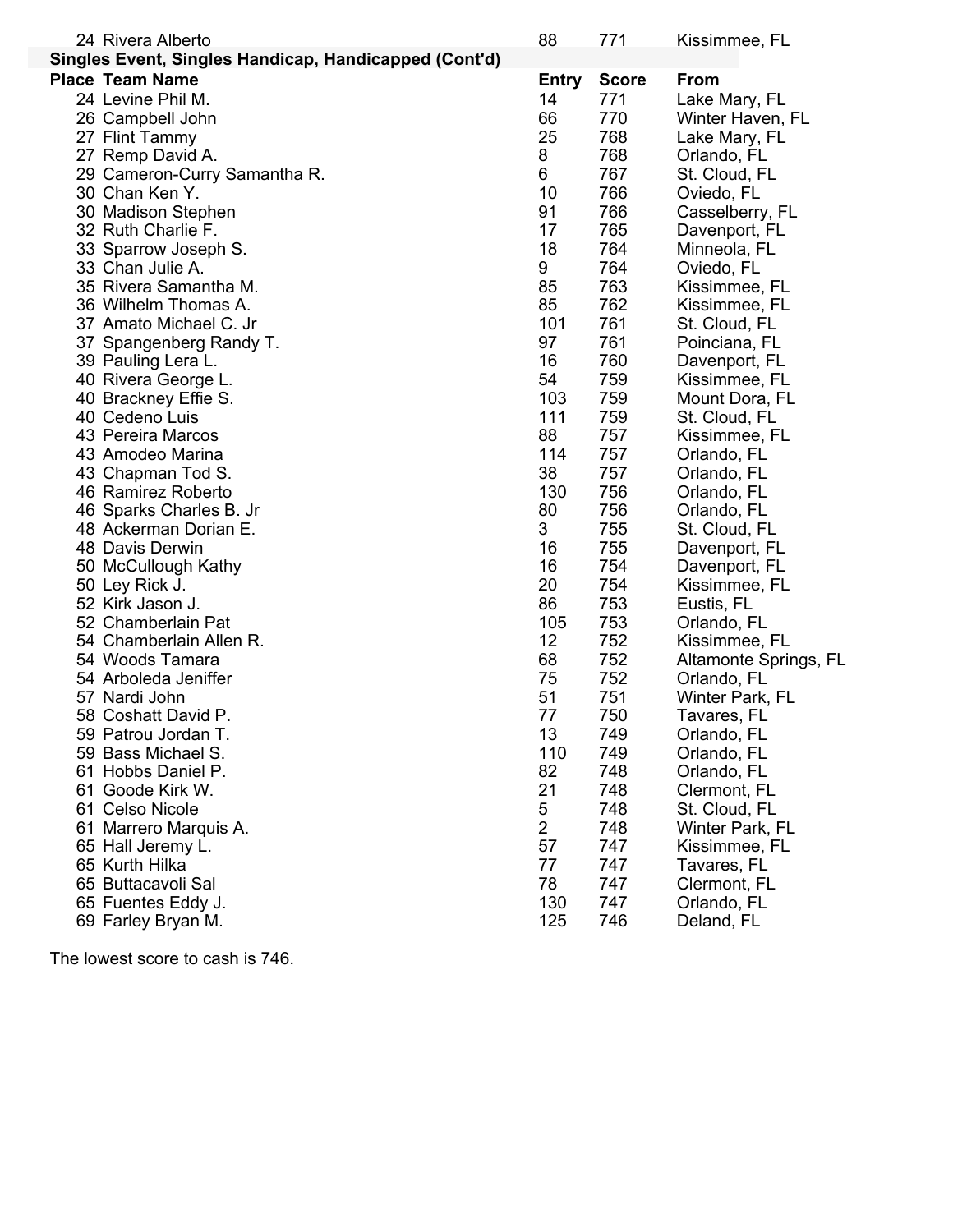| Place | Team Name | Entry | Score | From |
|---|---|---|---|---|
| 24 | Rivera Alberto | 88 | 771 | Kissimmee, FL |

**Singles Event, Singles Handicap, Handicapped (Cont'd)**

| Place | Team Name | Entry | Score | From |
|---|---|---|---|---|
| 24 | Levine Phil M. | 14 | 771 | Lake Mary, FL |
| 26 | Campbell John | 66 | 770 | Winter Haven, FL |
| 27 | Flint Tammy | 25 | 768 | Lake Mary, FL |
| 27 | Remp David A. | 8 | 768 | Orlando, FL |
| 29 | Cameron-Curry Samantha R. | 6 | 767 | St. Cloud, FL |
| 30 | Chan Ken Y. | 10 | 766 | Oviedo, FL |
| 30 | Madison Stephen | 91 | 766 | Casselberry, FL |
| 32 | Ruth Charlie F. | 17 | 765 | Davenport, FL |
| 33 | Sparrow Joseph S. | 18 | 764 | Minneola, FL |
| 33 | Chan Julie A. | 9 | 764 | Oviedo, FL |
| 35 | Rivera Samantha M. | 85 | 763 | Kissimmee, FL |
| 36 | Wilhelm Thomas A. | 85 | 762 | Kissimmee, FL |
| 37 | Amato Michael C. Jr | 101 | 761 | St. Cloud, FL |
| 37 | Spangenberg Randy T. | 97 | 761 | Poinciana, FL |
| 39 | Pauling Lera L. | 16 | 760 | Davenport, FL |
| 40 | Rivera George L. | 54 | 759 | Kissimmee, FL |
| 40 | Brackney Effie S. | 103 | 759 | Mount Dora, FL |
| 40 | Cedeno Luis | 111 | 759 | St. Cloud, FL |
| 43 | Pereira Marcos | 88 | 757 | Kissimmee, FL |
| 43 | Amodeo Marina | 114 | 757 | Orlando, FL |
| 43 | Chapman Tod S. | 38 | 757 | Orlando, FL |
| 46 | Ramirez Roberto | 130 | 756 | Orlando, FL |
| 46 | Sparks Charles B. Jr | 80 | 756 | Orlando, FL |
| 48 | Ackerman Dorian E. | 3 | 755 | St. Cloud, FL |
| 48 | Davis Derwin | 16 | 755 | Davenport, FL |
| 50 | McCullough Kathy | 16 | 754 | Davenport, FL |
| 50 | Ley Rick J. | 20 | 754 | Kissimmee, FL |
| 52 | Kirk Jason J. | 86 | 753 | Eustis, FL |
| 52 | Chamberlain Pat | 105 | 753 | Orlando, FL |
| 54 | Chamberlain Allen R. | 12 | 752 | Kissimmee, FL |
| 54 | Woods Tamara | 68 | 752 | Altamonte Springs, FL |
| 54 | Arboleda Jeniffer | 75 | 752 | Orlando, FL |
| 57 | Nardi John | 51 | 751 | Winter Park, FL |
| 58 | Coshatt David P. | 77 | 750 | Tavares, FL |
| 59 | Patrou Jordan T. | 13 | 749 | Orlando, FL |
| 59 | Bass Michael S. | 110 | 749 | Orlando, FL |
| 61 | Hobbs Daniel P. | 82 | 748 | Orlando, FL |
| 61 | Goode Kirk W. | 21 | 748 | Clermont, FL |
| 61 | Celso Nicole | 5 | 748 | St. Cloud, FL |
| 61 | Marrero Marquis A. | 2 | 748 | Winter Park, FL |
| 65 | Hall Jeremy L. | 57 | 747 | Kissimmee, FL |
| 65 | Kurth Hilka | 77 | 747 | Tavares, FL |
| 65 | Buttacavoli Sal | 78 | 747 | Clermont, FL |
| 65 | Fuentes Eddy J. | 130 | 747 | Orlando, FL |
| 69 | Farley Bryan M. | 125 | 746 | Deland, FL |

The lowest score to cash is 746.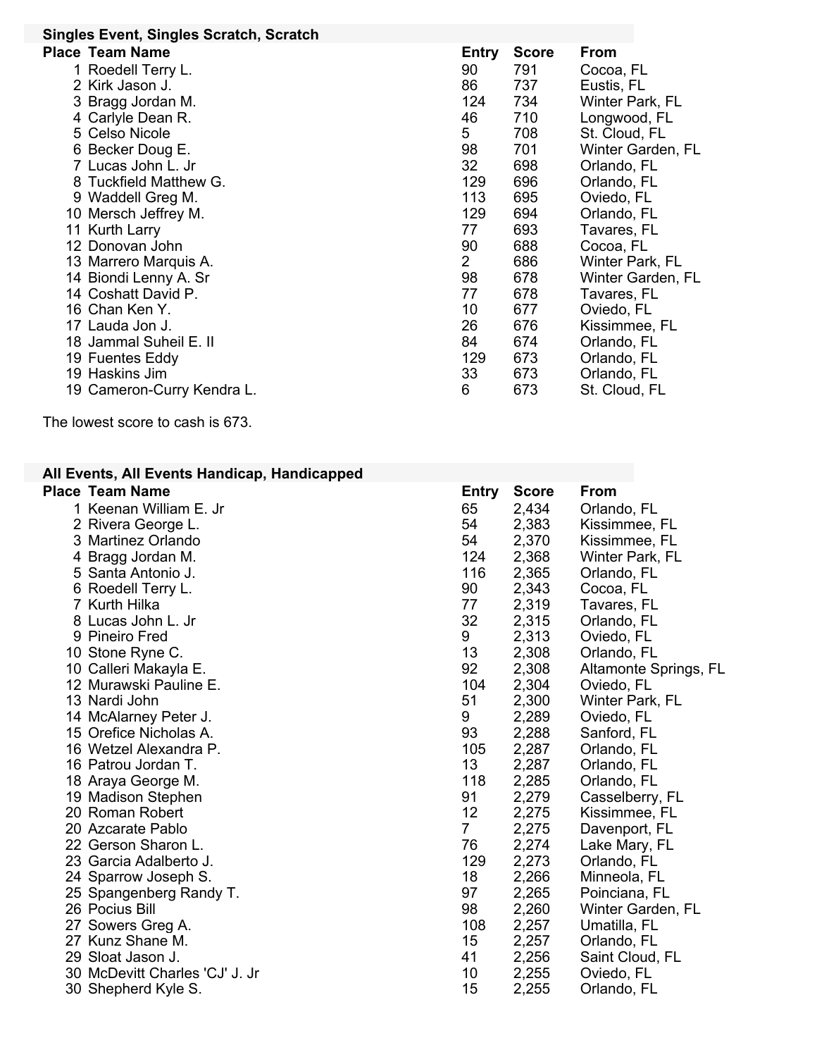## Singles Event, Singles Scratch, Scratch

| Place | Team Name | Entry | Score | From |
|---|---|---|---|---|
| 1 | Roedell Terry L. | 90 | 791 | Cocoa, FL |
| 2 | Kirk Jason J. | 86 | 737 | Eustis, FL |
| 3 | Bragg Jordan M. | 124 | 734 | Winter Park, FL |
| 4 | Carlyle Dean R. | 46 | 710 | Longwood, FL |
| 5 | Celso Nicole | 5 | 708 | St. Cloud, FL |
| 6 | Becker Doug E. | 98 | 701 | Winter Garden, FL |
| 7 | Lucas John L. Jr | 32 | 698 | Orlando, FL |
| 8 | Tuckfield Matthew G. | 129 | 696 | Orlando, FL |
| 9 | Waddell Greg M. | 113 | 695 | Oviedo, FL |
| 10 | Mersch Jeffrey M. | 129 | 694 | Orlando, FL |
| 11 | Kurth Larry | 77 | 693 | Tavares, FL |
| 12 | Donovan John | 90 | 688 | Cocoa, FL |
| 13 | Marrero Marquis A. | 2 | 686 | Winter Park, FL |
| 14 | Biondi Lenny A. Sr | 98 | 678 | Winter Garden, FL |
| 14 | Coshatt David P. | 77 | 678 | Tavares, FL |
| 16 | Chan Ken Y. | 10 | 677 | Oviedo, FL |
| 17 | Lauda Jon J. | 26 | 676 | Kissimmee, FL |
| 18 | Jammal Suheil E. II | 84 | 674 | Orlando, FL |
| 19 | Fuentes Eddy | 129 | 673 | Orlando, FL |
| 19 | Haskins Jim | 33 | 673 | Orlando, FL |
| 19 | Cameron-Curry Kendra L. | 6 | 673 | St. Cloud, FL |

The lowest score to cash is 673.

## All Events, All Events Handicap, Handicapped

| Place | Team Name | Entry | Score | From |
|---|---|---|---|---|
| 1 | Keenan William E. Jr | 65 | 2,434 | Orlando, FL |
| 2 | Rivera George L. | 54 | 2,383 | Kissimmee, FL |
| 3 | Martinez Orlando | 54 | 2,370 | Kissimmee, FL |
| 4 | Bragg Jordan M. | 124 | 2,368 | Winter Park, FL |
| 5 | Santa Antonio J. | 116 | 2,365 | Orlando, FL |
| 6 | Roedell Terry L. | 90 | 2,343 | Cocoa, FL |
| 7 | Kurth Hilka | 77 | 2,319 | Tavares, FL |
| 8 | Lucas John L. Jr | 32 | 2,315 | Orlando, FL |
| 9 | Pineiro Fred | 9 | 2,313 | Oviedo, FL |
| 10 | Stone Ryne C. | 13 | 2,308 | Orlando, FL |
| 10 | Calleri Makayla E. | 92 | 2,308 | Altamonte Springs, FL |
| 12 | Murawski Pauline E. | 104 | 2,304 | Oviedo, FL |
| 13 | Nardi John | 51 | 2,300 | Winter Park, FL |
| 14 | McAlarney Peter J. | 9 | 2,289 | Oviedo, FL |
| 15 | Orefice Nicholas A. | 93 | 2,288 | Sanford, FL |
| 16 | Wetzel Alexandra P. | 105 | 2,287 | Orlando, FL |
| 16 | Patrou Jordan T. | 13 | 2,287 | Orlando, FL |
| 18 | Araya George M. | 118 | 2,285 | Orlando, FL |
| 19 | Madison Stephen | 91 | 2,279 | Casselberry, FL |
| 20 | Roman Robert | 12 | 2,275 | Kissimmee, FL |
| 20 | Azcarate Pablo | 7 | 2,275 | Davenport, FL |
| 22 | Gerson Sharon L. | 76 | 2,274 | Lake Mary, FL |
| 23 | Garcia Adalberto J. | 129 | 2,273 | Orlando, FL |
| 24 | Sparrow Joseph S. | 18 | 2,266 | Minneola, FL |
| 25 | Spangenberg Randy T. | 97 | 2,265 | Poinciana, FL |
| 26 | Pocius Bill | 98 | 2,260 | Winter Garden, FL |
| 27 | Sowers Greg A. | 108 | 2,257 | Umatilla, FL |
| 27 | Kunz Shane M. | 15 | 2,257 | Orlando, FL |
| 29 | Sloat Jason J. | 41 | 2,256 | Saint Cloud, FL |
| 30 | McDevitt Charles 'CJ' J. Jr | 10 | 2,255 | Oviedo, FL |
| 30 | Shepherd Kyle S. | 15 | 2,255 | Orlando, FL |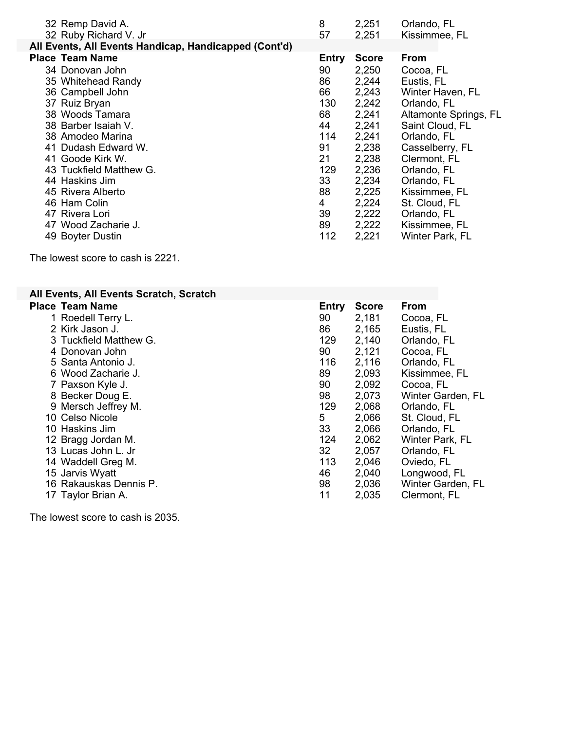| | | | |
|---|---|---|---|
| 32 Remp David A. | 8 | 2,251 | Orlando, FL |
| 32 Ruby Richard V. Jr | 57 | 2,251 | Kissimmee, FL |

**All Events, All Events Handicap, Handicapped (Cont'd)**

| Place Team Name | Entry | Score | From |
|---|---|---|---|
| 34 Donovan John | 90 | 2,250 | Cocoa, FL |
| 35 Whitehead Randy | 86 | 2,244 | Eustis, FL |
| 36 Campbell John | 66 | 2,243 | Winter Haven, FL |
| 37 Ruiz Bryan | 130 | 2,242 | Orlando, FL |
| 38 Woods Tamara | 68 | 2,241 | Altamonte Springs, FL |
| 38 Barber Isaiah V. | 44 | 2,241 | Saint Cloud, FL |
| 38 Amodeo Marina | 114 | 2,241 | Orlando, FL |
| 41 Dudash Edward W. | 91 | 2,238 | Casselberry, FL |
| 41 Goode Kirk W. | 21 | 2,238 | Clermont, FL |
| 43 Tuckfield Matthew G. | 129 | 2,236 | Orlando, FL |
| 44 Haskins Jim | 33 | 2,234 | Orlando, FL |
| 45 Rivera Alberto | 88 | 2,225 | Kissimmee, FL |
| 46 Ham Colin | 4 | 2,224 | St. Cloud, FL |
| 47 Rivera Lori | 39 | 2,222 | Orlando, FL |
| 47 Wood Zacharie J. | 89 | 2,222 | Kissimmee, FL |
| 49 Boyter Dustin | 112 | 2,221 | Winter Park, FL |

The lowest score to cash is 2221.

**All Events, All Events Scratch, Scratch**

| Place Team Name | Entry | Score | From |
|---|---|---|---|
| 1 Roedell Terry L. | 90 | 2,181 | Cocoa, FL |
| 2 Kirk Jason J. | 86 | 2,165 | Eustis, FL |
| 3 Tuckfield Matthew G. | 129 | 2,140 | Orlando, FL |
| 4 Donovan John | 90 | 2,121 | Cocoa, FL |
| 5 Santa Antonio J. | 116 | 2,116 | Orlando, FL |
| 6 Wood Zacharie J. | 89 | 2,093 | Kissimmee, FL |
| 7 Paxson Kyle J. | 90 | 2,092 | Cocoa, FL |
| 8 Becker Doug E. | 98 | 2,073 | Winter Garden, FL |
| 9 Mersch Jeffrey M. | 129 | 2,068 | Orlando, FL |
| 10 Celso Nicole | 5 | 2,066 | St. Cloud, FL |
| 10 Haskins Jim | 33 | 2,066 | Orlando, FL |
| 12 Bragg Jordan M. | 124 | 2,062 | Winter Park, FL |
| 13 Lucas John L. Jr | 32 | 2,057 | Orlando, FL |
| 14 Waddell Greg M. | 113 | 2,046 | Oviedo, FL |
| 15 Jarvis Wyatt | 46 | 2,040 | Longwood, FL |
| 16 Rakauskas Dennis P. | 98 | 2,036 | Winter Garden, FL |
| 17 Taylor Brian A. | 11 | 2,035 | Clermont, FL |

The lowest score to cash is 2035.